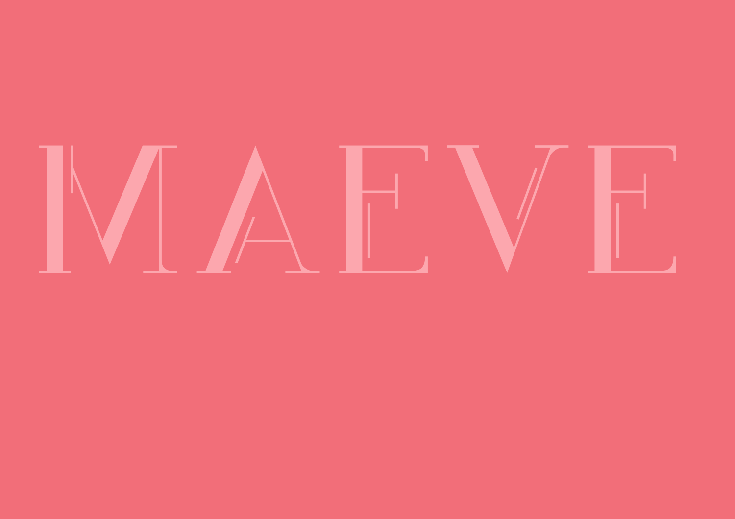# MAEVE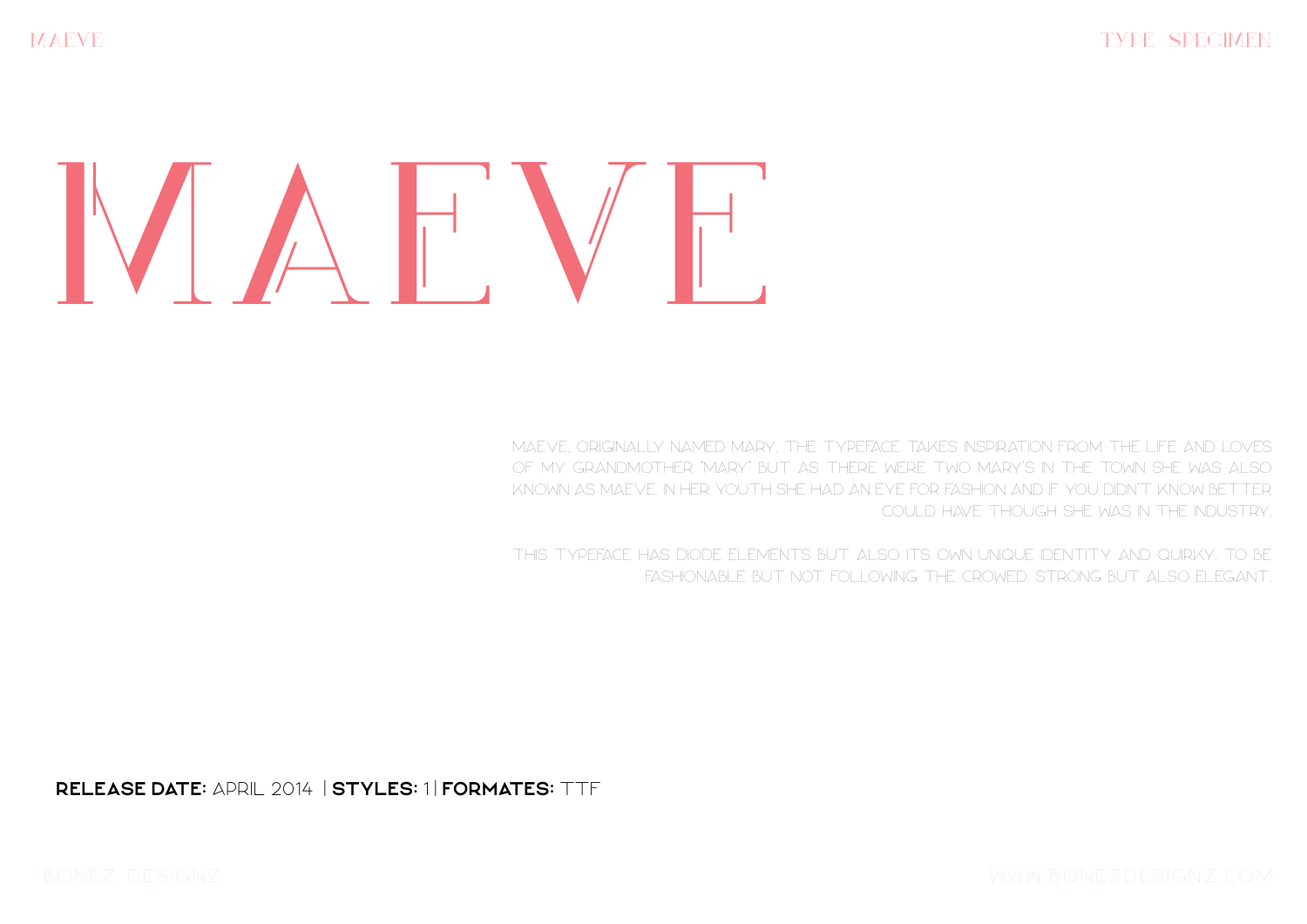# MAEVE

MAEVE. ORIGINALLY NAMED MARY. THE TYPEFACE TAKES INSPIRATION FROM THE LIFE AND LOVES OF MY GRANDMOTHER "MARY" BUT AS THERE WERE TWO MARY'S IN THE TOWN SHE WAS ALSO KNOWN AS MAEVE. IN HER YOUTH SHE HAD AN EYE FOR FASHION AND IF YOU DIDN'T KNOW BETTER COULD HAVE THOUGH SHE WAS IN THE INDUSTRY.

THIS TYPEFACE HAS DIODE ELEMENTS BUT ALSO ITS OWN UNIQUE IDENTITY AND QUIRKY. TO BE FASHIONABLE BUT NOT FOLLOWING THE CROWED. STRONG BUT ALSO ELEGANT.

**RELEASE DATE:** APRIL 2014 | **STYLES:** 1 | **FORMATES:** TTF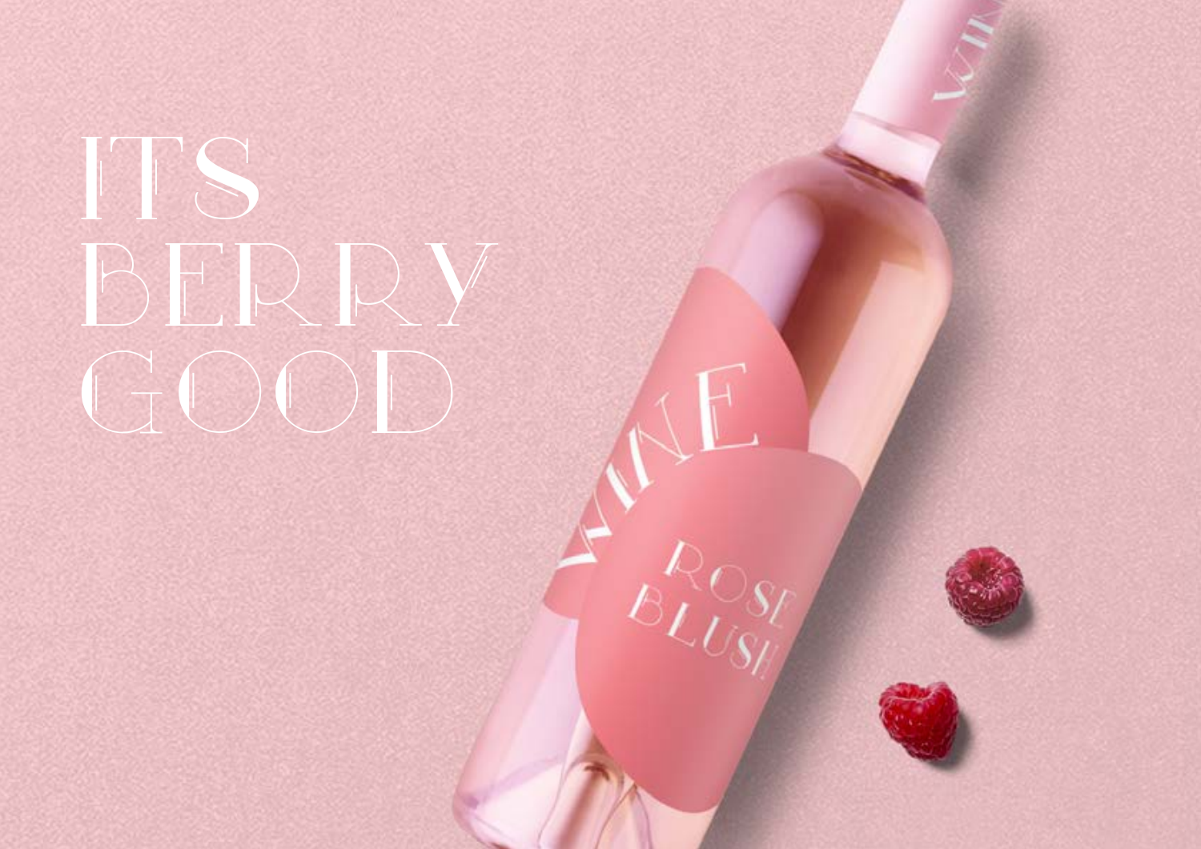# ITS BERRY GOOD

WINE

ROSE BLUSH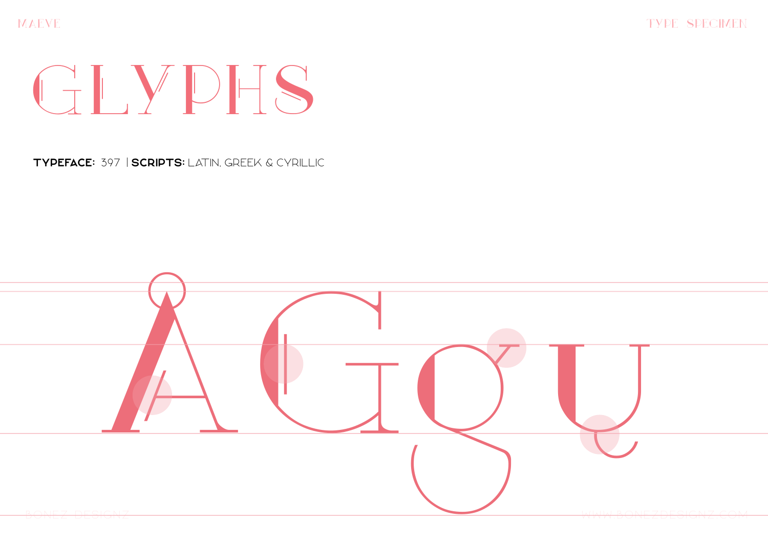# GLYPHS

**TYPEFACE:** 397 | **SCRIPTS:** LATIN, GREEK & CYRILLIC

ÅGgu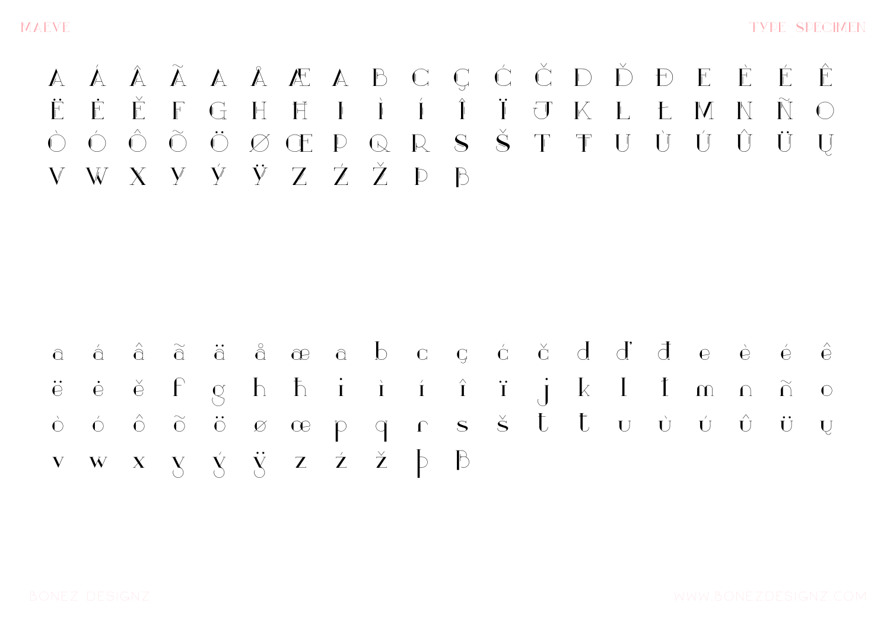A Á Â Ã Ä Å Æ A B C Ç Ć Č D Ď Đ E È É Ê
Ë Ė Ě F G H Ħ I Ì Í Î Ï J K L Ł M N Ñ O
Ò Ó Ô Õ Ö Ø Œ P Q R S Š T Ŧ U Ù Ú Û Ü Ų
V W X Y Ý Ÿ Z Ź Ž Þ ß

a á â ã ä å æ a b c ç ć č d ď đ e è é ê
ë ė ě f g h ħ i ì í î ï j k l ł m n ñ o
ò ó ô õ ö ø œ p q r s š t ŧ u ù ú û ü ų
v w x y ý ÿ z ź ž þ ß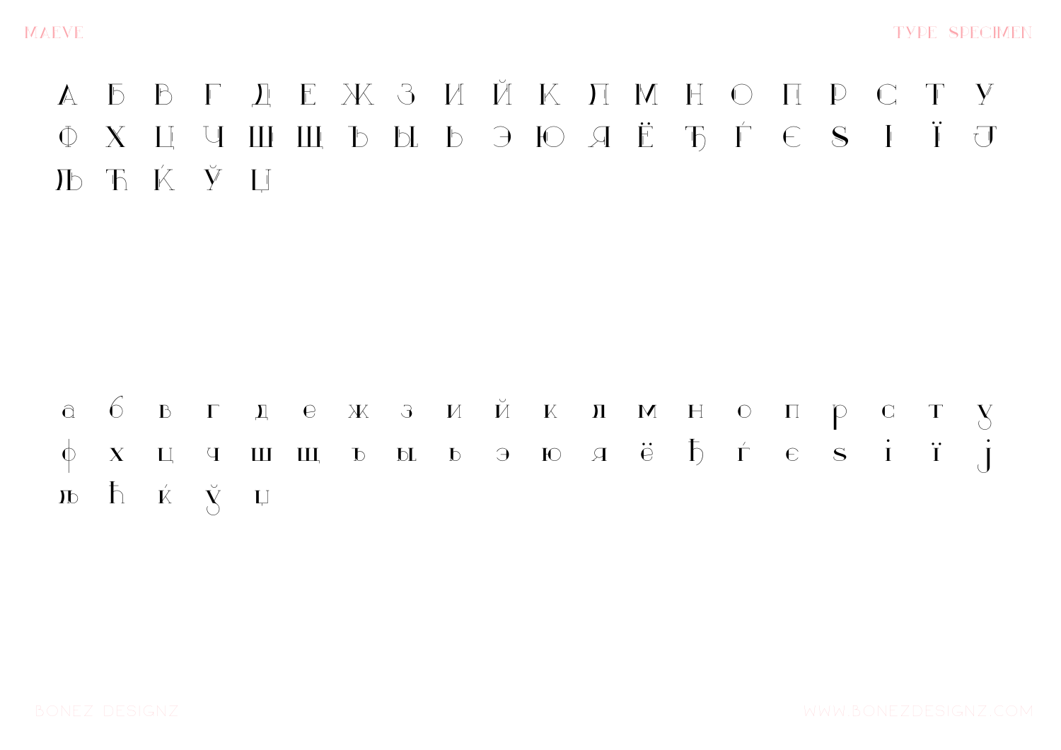А Б В Г Д Е Ж З И Й К Л М Н О П Р С Т У
Ф Х Ц Ч Ш Щ Ъ Ы Ь Э Ю Я Ё Ђ Ѓ Є Ѕ І Ї Ј
Љ Ћ Ќ Ў Џ

а б в г д е ж з и й к л м н о п р с т у
ф х ц ч ш щ ъ ы ь э ю я ё ђ ѓ є ѕ і ї ј
љ ћ ќ ў џ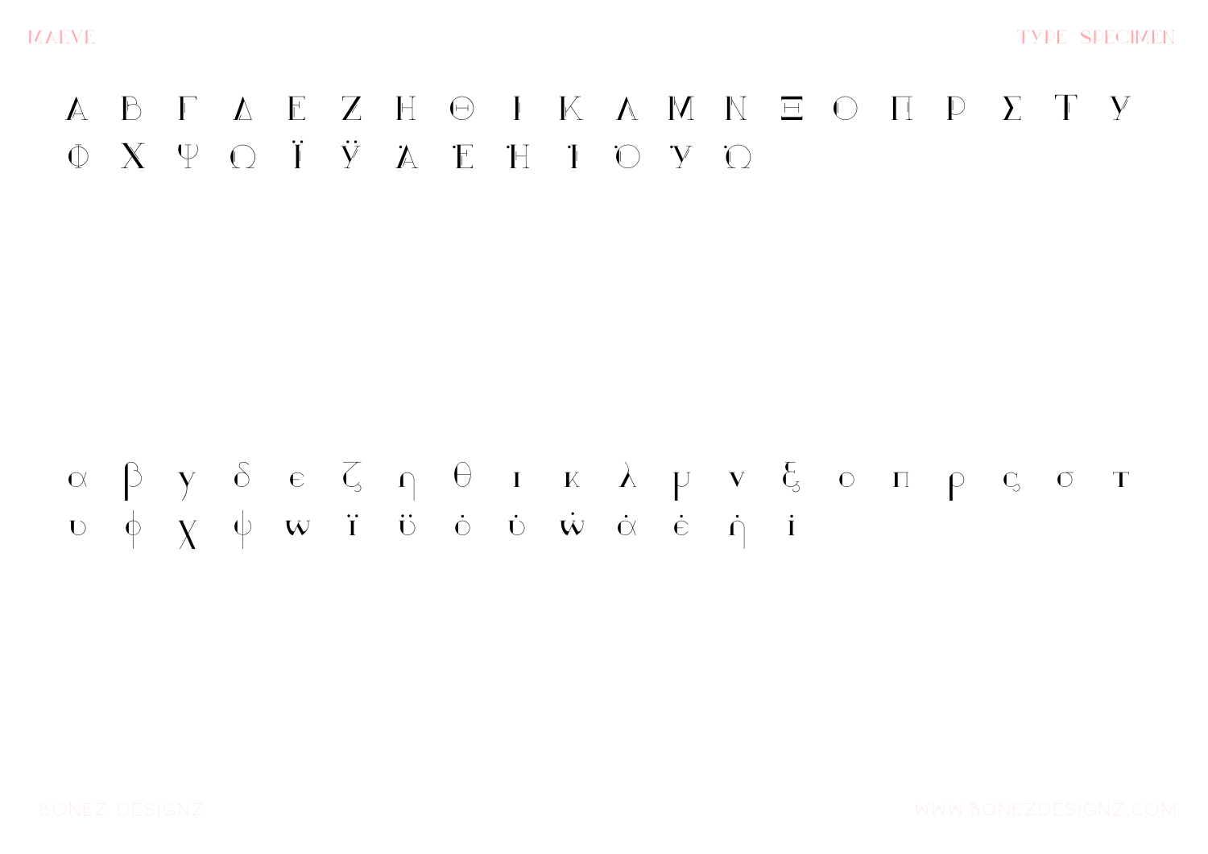Α Β Γ Δ Ε Ζ Η Θ Ι Κ Λ Μ Ν Ξ Ο Π Ρ Σ Τ Υ
Φ Χ Ψ Ω Ϊ Ϋ Ά Έ Ή Ί Ό Ύ Ώ

α β γ δ ε ζ η θ ι κ λ μ ν ξ ο π ρ ς σ τ
υ φ χ ψ ω ϊ ϋ ό ύ ώ ά έ ή ί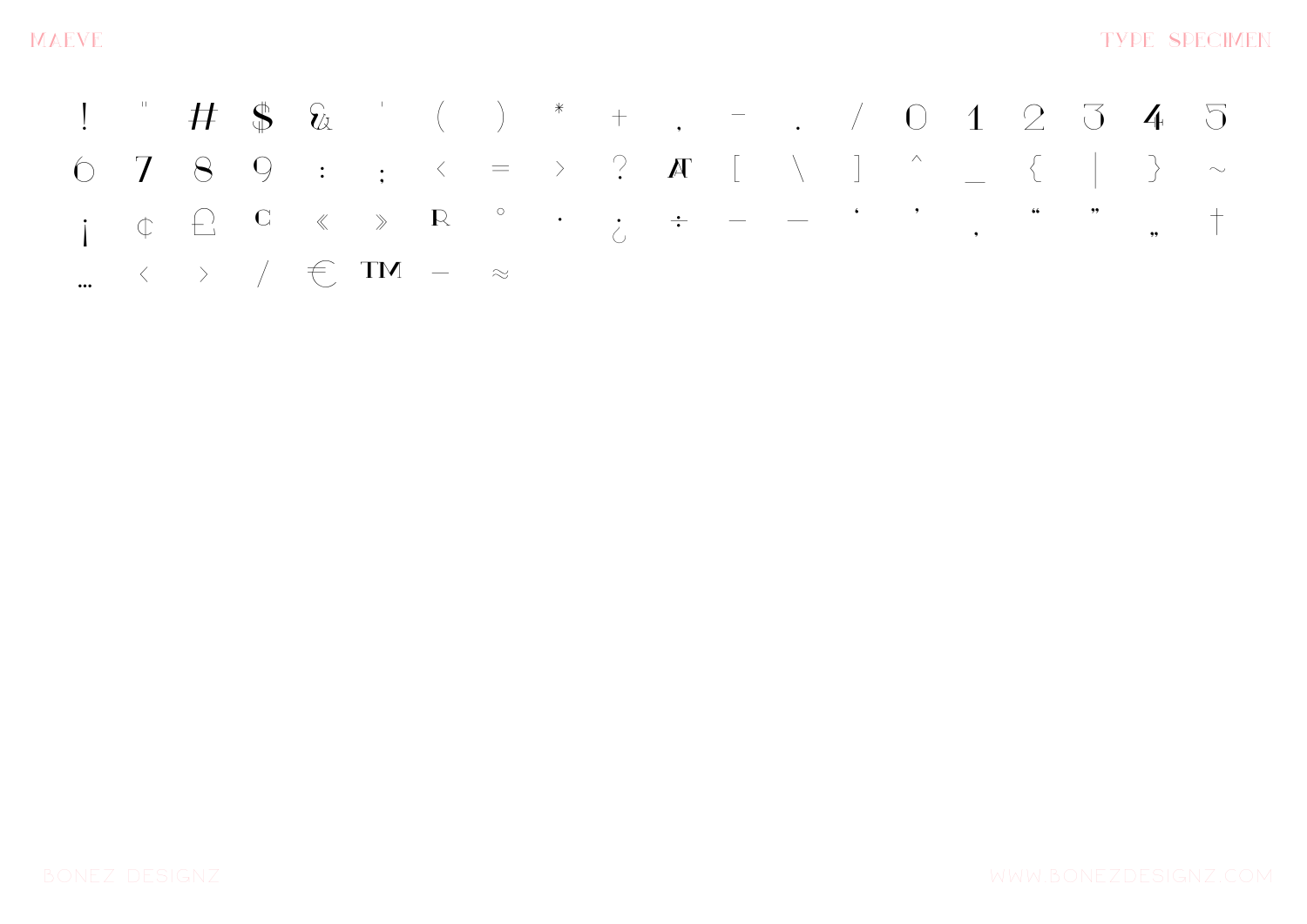! " # $ & ' ( ) * + , - . / 0 1 2 3 4 5

6 7 8 9 : ; < = > ? @ [ \ ] ^ _ { | } ~

¡ ¢ £ © « » ® ° · ¿ ÷ – — ‘ ’ ‚ “ ” „ †

… ‹ › ⁄ € ™ − ≈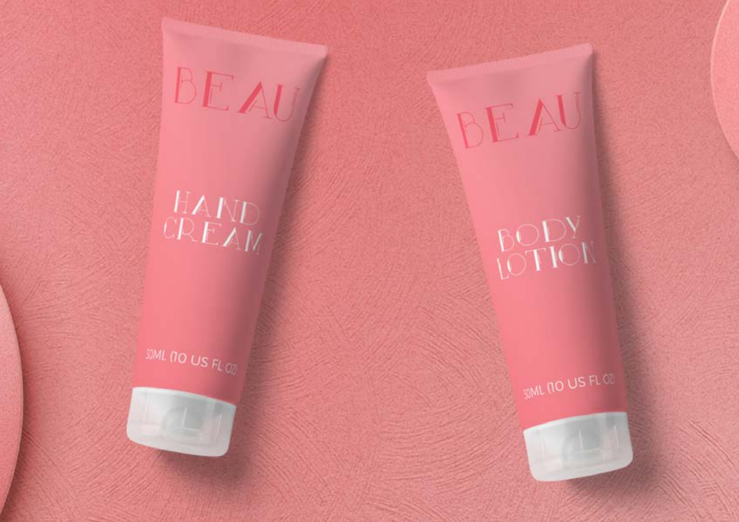BEAU

HAND CREAM

30ML (10 US FL OZ)

BEAU

BODY LOTION

30ML (10 US FL OZ)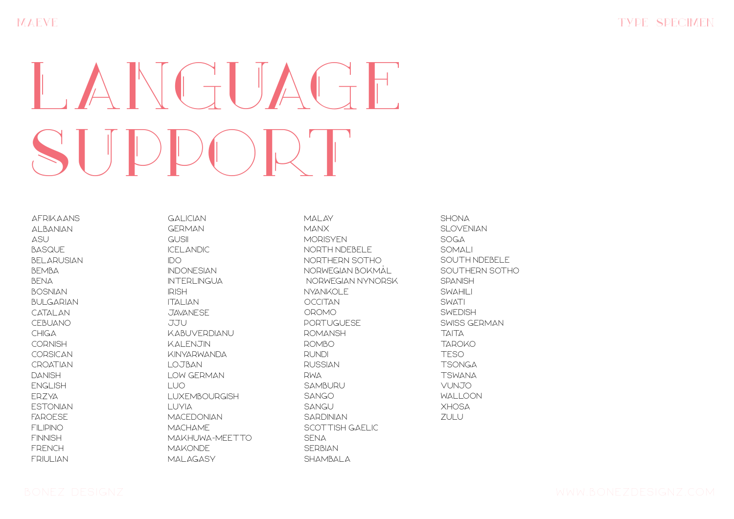# LANGUAGE SUPPORT

AFRIKAANS
ALBANIAN
ASU
BASQUE
BELARUSIAN
BEMBA
BENA
BOSNIAN
BULGARIAN
CATALAN
CEBUANO
CHIGA
CORNISH
CORSICAN
CROATIAN
DANISH
ENGLISH
ERZYA
ESTONIAN
FAROESE
FILIPINO
FINNISH
FRENCH
FRIULIAN
GALICIAN
GERMAN
GUSII
ICELANDIC
IDO
INDONESIAN
INTERLINGUA
IRISH
ITALIAN
JAVANESE
JJU
KABUVERDIANU
KALENJIN
KINYARWANDA
LOJBAN
LOW GERMAN
LUO
LUXEMBOURGISH
LUYIA
MACEDONIAN
MACHAME
MAKHUWA-MEETTO
MAKONDE
MALAGASY
MALAY
MANX
MORISYEN
NORTH NDEBELE
NORTHERN SOTHO
NORWEGIAN BOKMÅL
NORWEGIAN NYNORSK
NYANKOLE
OCCITAN
OROMO
PORTUGUESE
ROMANSH
ROMBO
RUNDI
RUSSIAN
RWA
SAMBURU
SANGO
SANGU
SARDINIAN
SCOTTISH GAELIC
SENA
SERBIAN
SHAMBALA
SHONA
SLOVENIAN
SOGA
SOMALI
SOUTH NDEBELE
SOUTHERN SOTHO
SPANISH
SWAHILI
SWATI
SWEDISH
SWISS GERMAN
TAITA
TAROKO
TESO
TSONGA
TSWANA
VUNJO
WALLOON
XHOSA
ZULU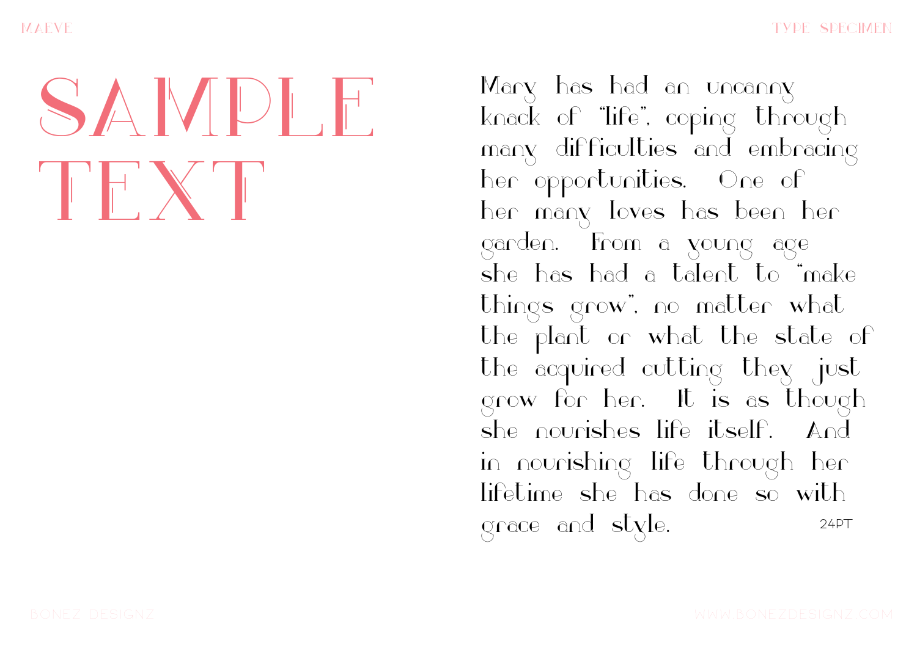# SAMPLE TEXT

Mary has had an uncanny knack of "life", coping through many difficulties and embracing her opportunities. One of her many loves has been her garden. From a young age she has had a talent to "make things grow", no matter what the plant or what the state of the acquired cutting they just grow for her. It is as though she nourishes life itself. And in nourishing life through her lifetime she has done so with grace and style.

24PT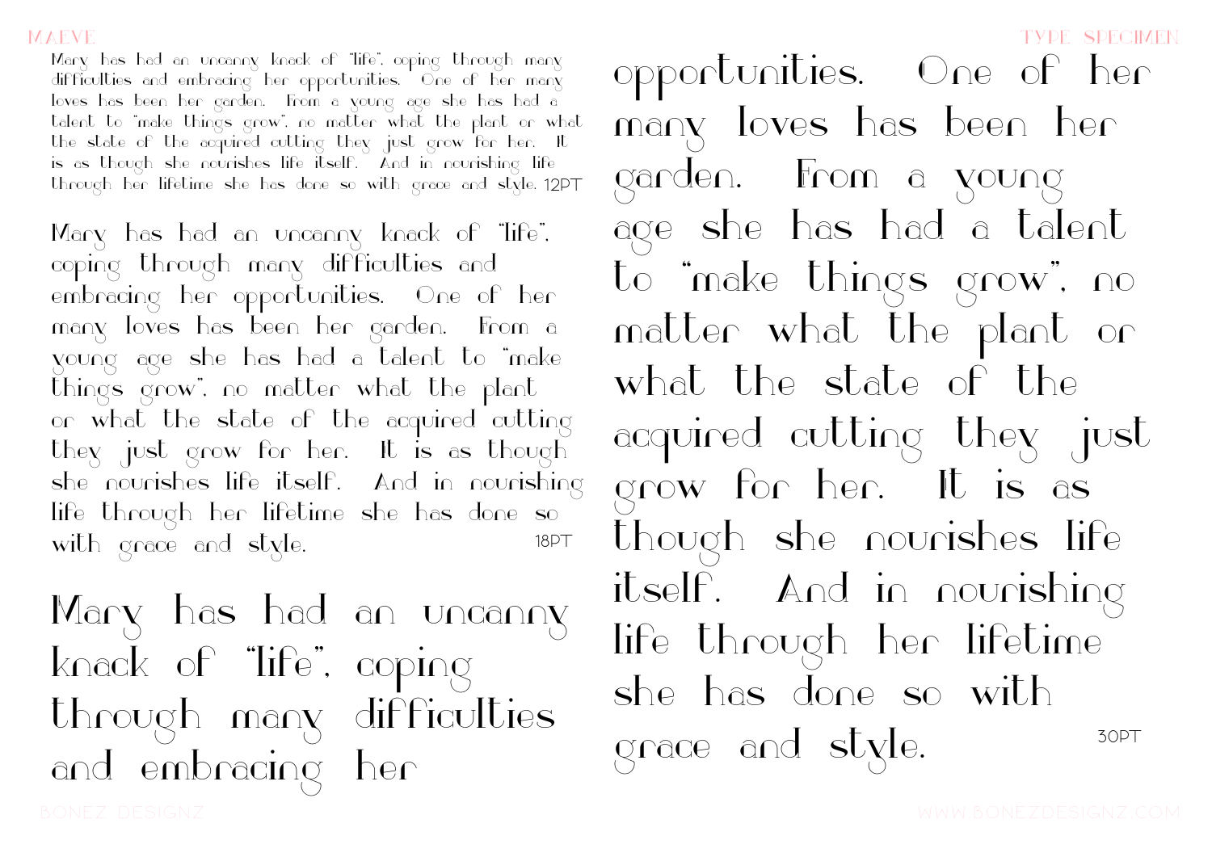Mary has had an uncanny knack of "life", coping through many difficulties and embracing her opportunities. One of her many loves has been her garden. From a young age she has had a talent to "make things grow", no matter what the plant or what the state of the acquired cutting they just grow for her. It is as though she nourishes life itself. And in nourishing life through her lifetime she has done so with grace and style. 12PT

Mary has had an uncanny knack of "life", coping through many difficulties and embracing her opportunities. One of her many loves has been her garden. From a young age she has had a talent to "make things grow", no matter what the plant or what the state of the acquired cutting they just grow for her. It is as though she nourishes life itself. And in nourishing life through her lifetime she has done so with grace and style. 18PT

Mary has had an uncanny knack of "life", coping through many difficulties and embracing her opportunities. One of her many loves has been her garden. From a young age she has had a talent to "make things grow", no matter what the plant or what the state of the acquired cutting they just grow for her. It is as though she nourishes life itself. And in nourishing life through her lifetime she has done so with grace and style. 30PT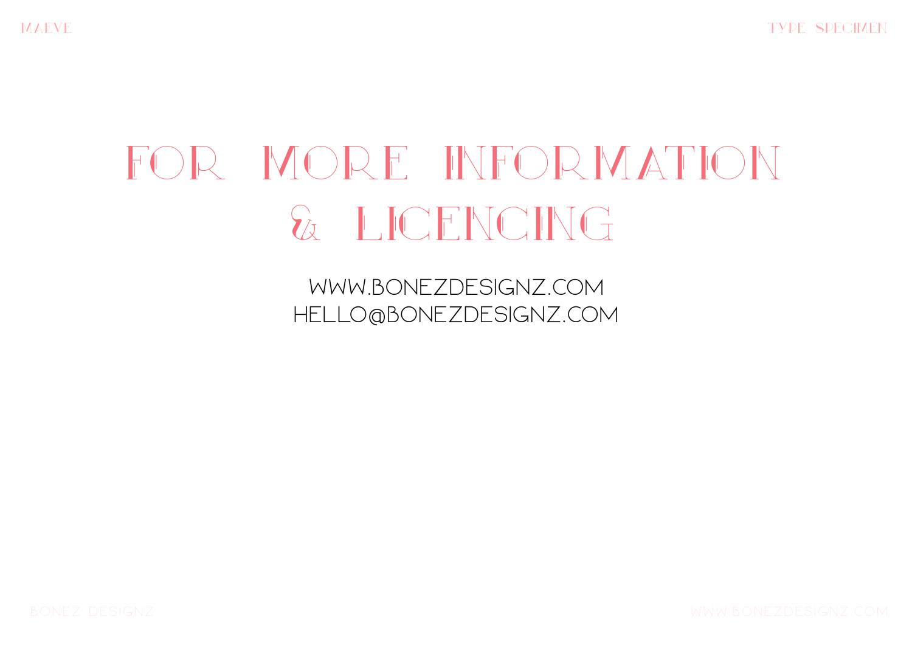# FOR MORE INFORMATION & LICENCING

WWW.BONEZDESIGNZ.COM
HELLO@BONEZDESIGNZ.COM